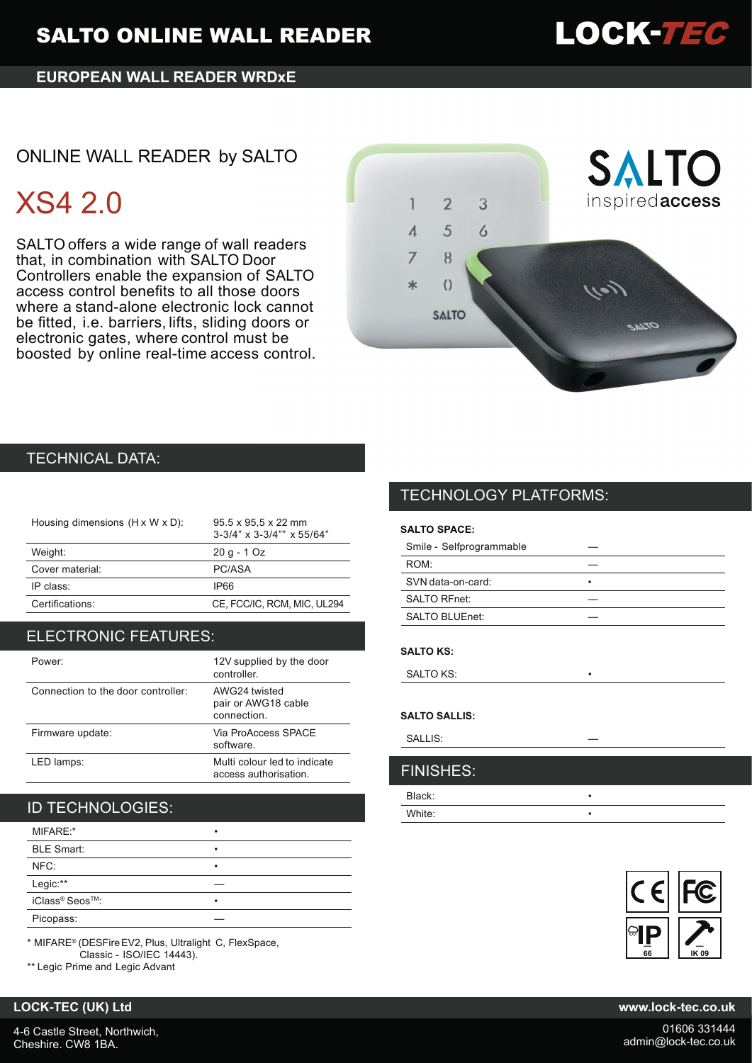# SALTO ONLINE WALL READER

LOCK-TEC

**EUROPEAN WALL READER WRDxE**

## ONLINE WALL READER by SALTO

# XS4 2.0

SALTO offers a wide range of wall readers that, in combination with SALTO Door Controllers enable the expansion of SALTO access control benefits to all those doors where a stand-alone electronic lock cannot be fitted, i.e. barriers, lifts, sliding doors or electronic gates, where control must be boosted by online real-time access control.

## TECHNICAL DATA:

| | |
|---|---|
| Housing dimensions (H x W x D): | 95.5 x 95,5 x 22 mm 3-3/4" x 3-3/4"" x 55/64" |
| Weight: | 20 g - 1 Oz |
| Cover material: | PC/ASA |
| IP class: | IP66 |
| Certifications: | CE, FCC/IC, RCM, MIC, UL294 |

## ELECTRONIC FEATURES:

| | |
|---|---|
| Power: | 12V supplied by the door controller. |
| Connection to the door controller: | AWG24 twisted pair or AWG18 cable connection. |
| Firmware update: | Via ProAccess SPACE software. |
| LED lamps: | Multi colour led to indicate access authorisation. |

## ID TECHNOLOGIES:

| | |
|---|---|
| MIFARE:* | • |
| BLE Smart: | • |
| NFC: | • |
| Legic:** | — |
| iClass® Seos™: | • |
| Picopass: | — |

\* MIFARE® (DESFire EV2, Plus, Ultralight C, FlexSpace, Classic - ISO/IEC 14443).
** Legic Prime and Legic Advant

## TECHNOLOGY PLATFORMS:

**SALTO SPACE:**

| | |
|---|---|
| Smile - Selfprogrammable | — |
| ROM: | — |
| SVN data-on-card: | • |
| SALTO RFnet: | — |
| SALTO BLUEnet: | — |

**SALTO KS:**

| | |
|---|---|
| SALTO KS: | • |

**SALTO SALLIS:**

| | |
|---|---|
| SALLIS: | — |

## FINISHES:

| | |
|---|---|
| Black: | • |
| White: | • |

**LOCK-TEC (UK) Ltd**

4-6 Castle Street, Northwich,
Cheshire. CW8 1BA.

**www.lock-tec.co.uk**

01606 331444
admin@lock-tec.co.uk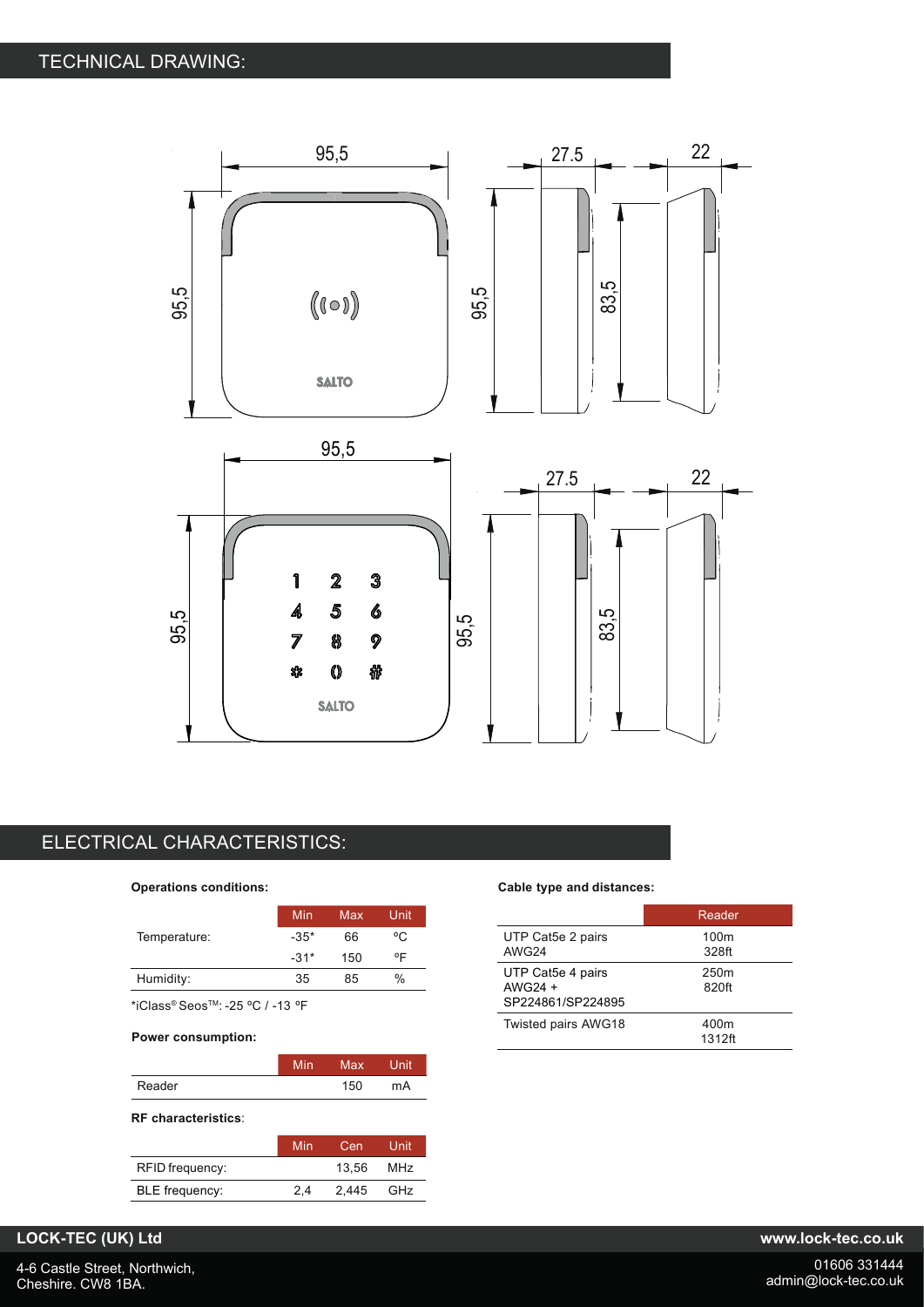## TECHNICAL DRAWING:

95,5

95,5

27.5

22

95,5

83,5

SALTO

95,5

27.5

22

95,5

95,5

83,5

1 2 3
4 5 6
7 8 9
* 0 #

SALTO

## ELECTRICAL CHARACTERISTICS:

**Operations conditions:**

| | Min | Max | Unit |
|---|---|---|---|
| Temperature: | -35* | 66 | ºC |
| | -31* | 150 | ºF |
| Humidity: | 35 | 85 | % |

*iClass® Seos™: -25 ºC / -13 ºF

**Power consumption:**

| | Min | Max | Unit |
|---|---|---|---|
| Reader | | 150 | mA |

**RF characteristics**:

| | Min | Cen | Unit |
|---|---|---|---|
| RFID frequency: | | 13,56 | MHz |
| BLE frequency: | 2,4 | 2,445 | GHz |

**Cable type and distances:**

| | Reader |
|---|---|
| UTP Cat5e 2 pairs AWG24 | 100m 328ft |
| UTP Cat5e 4 pairs AWG24 + SP224861/SP224895 | 250m 820ft |
| Twisted pairs AWG18 | 400m 1312ft |

**LOCK-TEC (UK) Ltd**

4-6 Castle Street, Northwich,
Cheshire. CW8 1BA.

**www.lock-tec.co.uk**

01606 331444
admin@lock-tec.co.uk